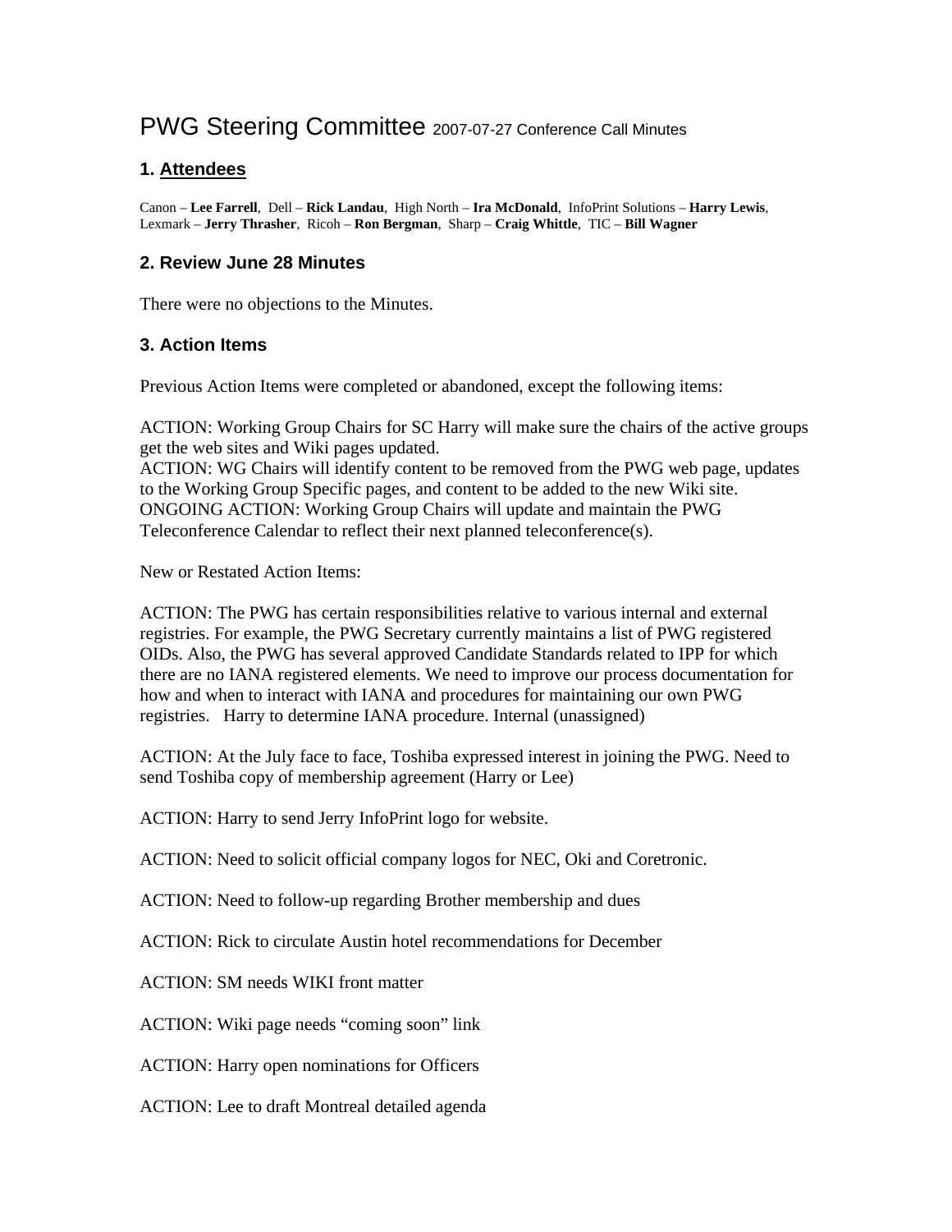# PWG Steering Committee 2007-07-27 Conference Call Minutes

## 1. Attendees

Canon – **Lee Farrell**, Dell – **Rick Landau**, High North – **Ira McDonald**, InfoPrint Solutions – **Harry Lewis**, Lexmark – **Jerry Thrasher**, Ricoh – **Ron Bergman**, Sharp – **Craig Whittle**, TIC – **Bill Wagner**

## 2. Review June 28 Minutes

There were no objections to the Minutes.

## 3. Action Items

Previous Action Items were completed or abandoned, except the following items:

ACTION: Working Group Chairs for SC Harry will make sure the chairs of the active groups get the web sites and Wiki pages updated.
ACTION: WG Chairs will identify content to be removed from the PWG web page, updates to the Working Group Specific pages, and content to be added to the new Wiki site.
ONGOING ACTION: Working Group Chairs will update and maintain the PWG Teleconference Calendar to reflect their next planned teleconference(s).

New or Restated Action Items:

ACTION: The PWG has certain responsibilities relative to various internal and external registries. For example, the PWG Secretary currently maintains a list of PWG registered OIDs. Also, the PWG has several approved Candidate Standards related to IPP for which there are no IANA registered elements. We need to improve our process documentation for how and when to interact with IANA and procedures for maintaining our own PWG registries. Harry to determine IANA procedure. Internal (unassigned)

ACTION: At the July face to face, Toshiba expressed interest in joining the PWG. Need to send Toshiba copy of membership agreement (Harry or Lee)

ACTION: Harry to send Jerry InfoPrint logo for website.

ACTION: Need to solicit official company logos for NEC, Oki and Coretronic.

ACTION: Need to follow-up regarding Brother membership and dues

ACTION: Rick to circulate Austin hotel recommendations for December

ACTION: SM needs WIKI front matter

ACTION: Wiki page needs “coming soon” link

ACTION: Harry open nominations for Officers

ACTION: Lee to draft Montreal detailed agenda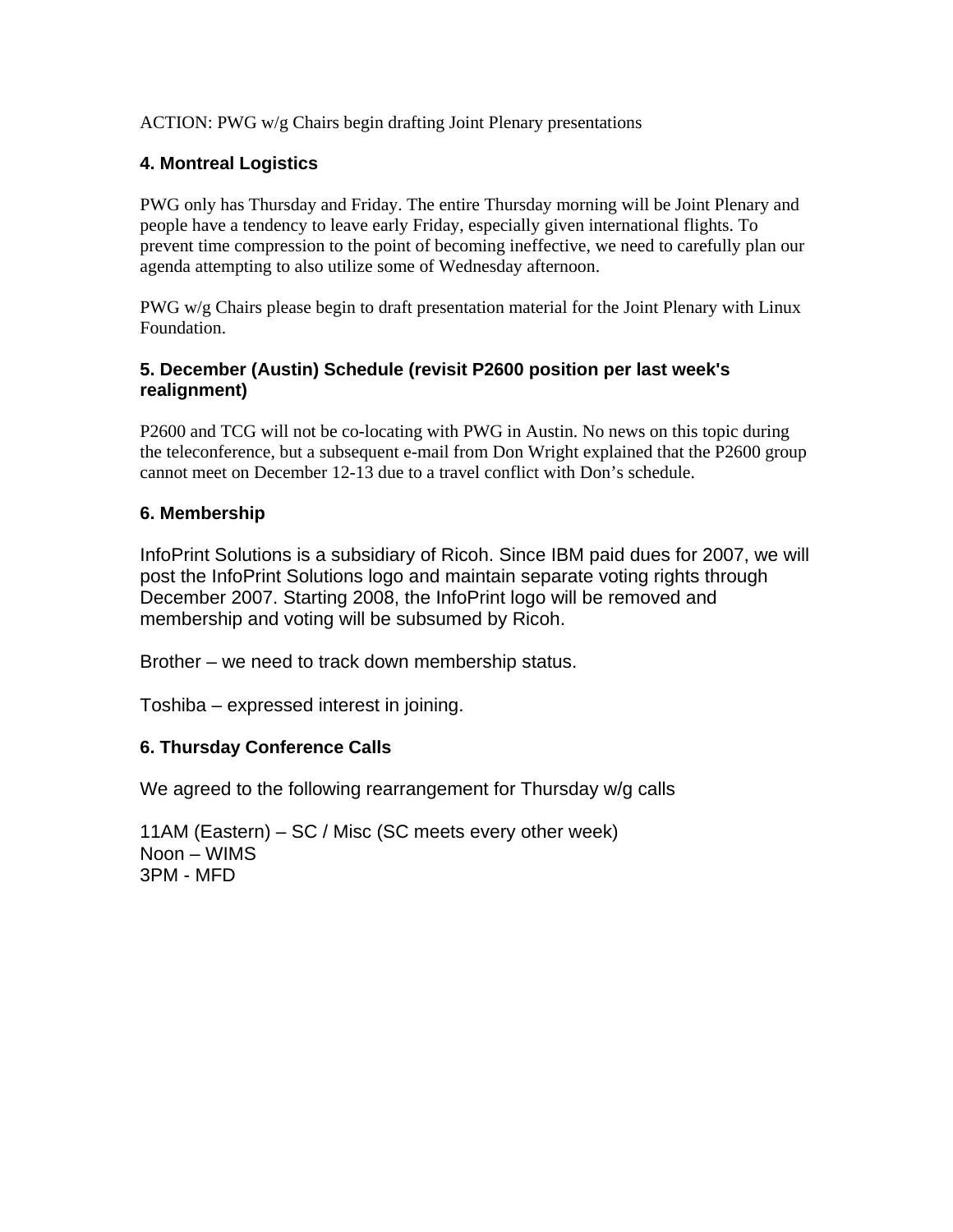ACTION: PWG w/g Chairs begin drafting Joint Plenary presentations

### 4. Montreal Logistics

PWG only has Thursday and Friday. The entire Thursday morning will be Joint Plenary and people have a tendency to leave early Friday, especially given international flights. To prevent time compression to the point of becoming ineffective, we need to carefully plan our agenda attempting to also utilize some of Wednesday afternoon.

PWG w/g Chairs please begin to draft presentation material for the Joint Plenary with Linux Foundation.

### 5. December (Austin) Schedule (revisit P2600 position per last week's realignment)

P2600 and TCG will not be co-locating with PWG in Austin. No news on this topic during the teleconference, but a subsequent e-mail from Don Wright explained that the P2600 group cannot meet on December 12-13 due to a travel conflict with Don's schedule.

### 6. Membership

InfoPrint Solutions is a subsidiary of Ricoh. Since IBM paid dues for 2007, we will post the InfoPrint Solutions logo and maintain separate voting rights through December 2007. Starting 2008, the InfoPrint logo will be removed and membership and voting will be subsumed by Ricoh.

Brother – we need to track down membership status.

Toshiba – expressed interest in joining.

### 6. Thursday Conference Calls

We agreed to the following rearrangement for Thursday w/g calls

11AM (Eastern) – SC / Misc (SC meets every other week)
Noon – WIMS
3PM - MFD